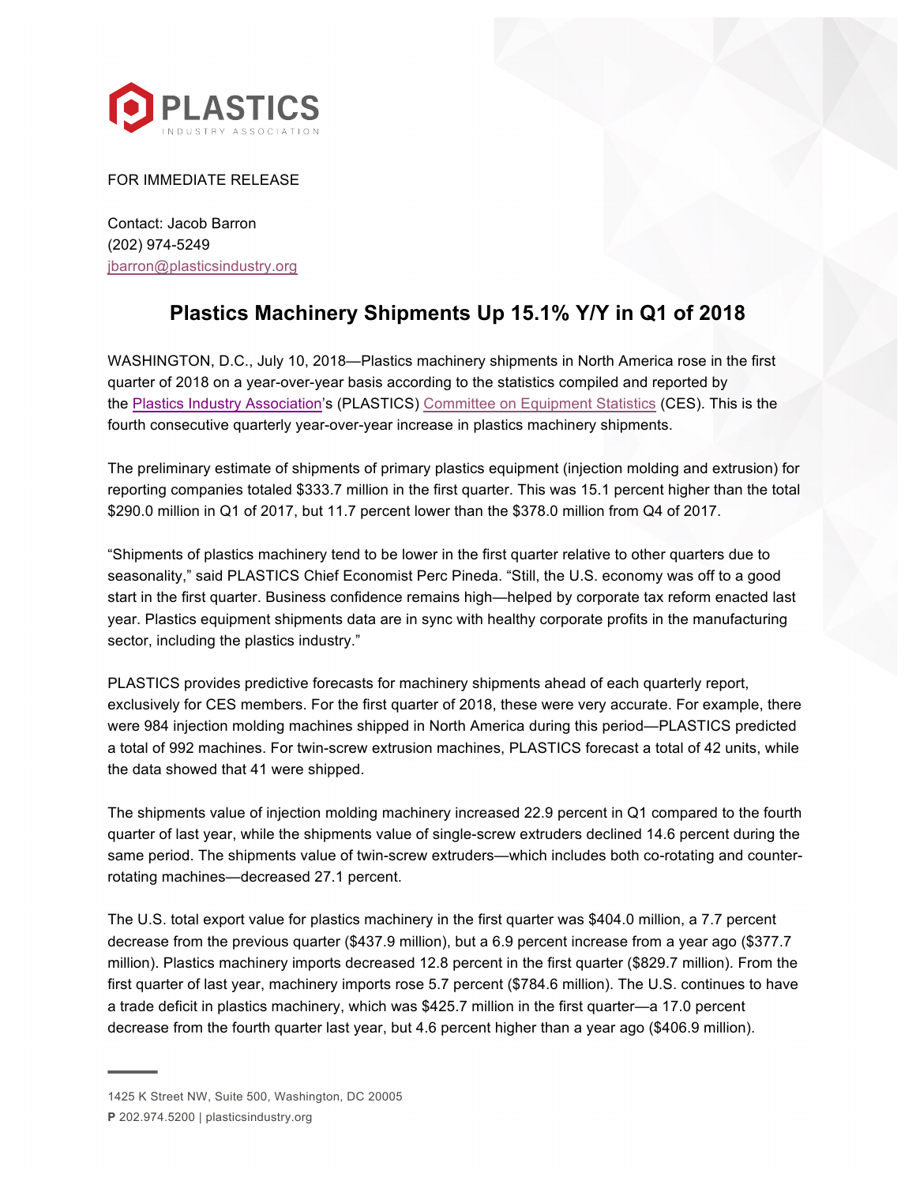PLASTICS INDUSTRY ASSOCIATION

FOR IMMEDIATE RELEASE

Contact: Jacob Barron
(202) 974-5249
jbarron@plasticsindustry.org

# Plastics Machinery Shipments Up 15.1% Y/Y in Q1 of 2018

WASHINGTON, D.C., July 10, 2018—Plastics machinery shipments in North America rose in the first quarter of 2018 on a year-over-year basis according to the statistics compiled and reported by the Plastics Industry Association's (PLASTICS) Committee on Equipment Statistics (CES). This is the fourth consecutive quarterly year-over-year increase in plastics machinery shipments.

The preliminary estimate of shipments of primary plastics equipment (injection molding and extrusion) for reporting companies totaled $333.7 million in the first quarter. This was 15.1 percent higher than the total $290.0 million in Q1 of 2017, but 11.7 percent lower than the $378.0 million from Q4 of 2017.

"Shipments of plastics machinery tend to be lower in the first quarter relative to other quarters due to seasonality," said PLASTICS Chief Economist Perc Pineda. "Still, the U.S. economy was off to a good start in the first quarter. Business confidence remains high—helped by corporate tax reform enacted last year. Plastics equipment shipments data are in sync with healthy corporate profits in the manufacturing sector, including the plastics industry."

PLASTICS provides predictive forecasts for machinery shipments ahead of each quarterly report, exclusively for CES members. For the first quarter of 2018, these were very accurate. For example, there were 984 injection molding machines shipped in North America during this period—PLASTICS predicted a total of 992 machines. For twin-screw extrusion machines, PLASTICS forecast a total of 42 units, while the data showed that 41 were shipped.

The shipments value of injection molding machinery increased 22.9 percent in Q1 compared to the fourth quarter of last year, while the shipments value of single-screw extruders declined 14.6 percent during the same period. The shipments value of twin-screw extruders—which includes both co-rotating and counter-rotating machines—decreased 27.1 percent.

The U.S. total export value for plastics machinery in the first quarter was $404.0 million, a 7.7 percent decrease from the previous quarter ($437.9 million), but a 6.9 percent increase from a year ago ($377.7 million). Plastics machinery imports decreased 12.8 percent in the first quarter ($829.7 million). From the first quarter of last year, machinery imports rose 5.7 percent ($784.6 million). The U.S. continues to have a trade deficit in plastics machinery, which was $425.7 million in the first quarter—a 17.0 percent decrease from the fourth quarter last year, but 4.6 percent higher than a year ago ($406.9 million).

1425 K Street NW, Suite 500, Washington, DC 20005
**P** 202.974.5200 | plasticsindustry.org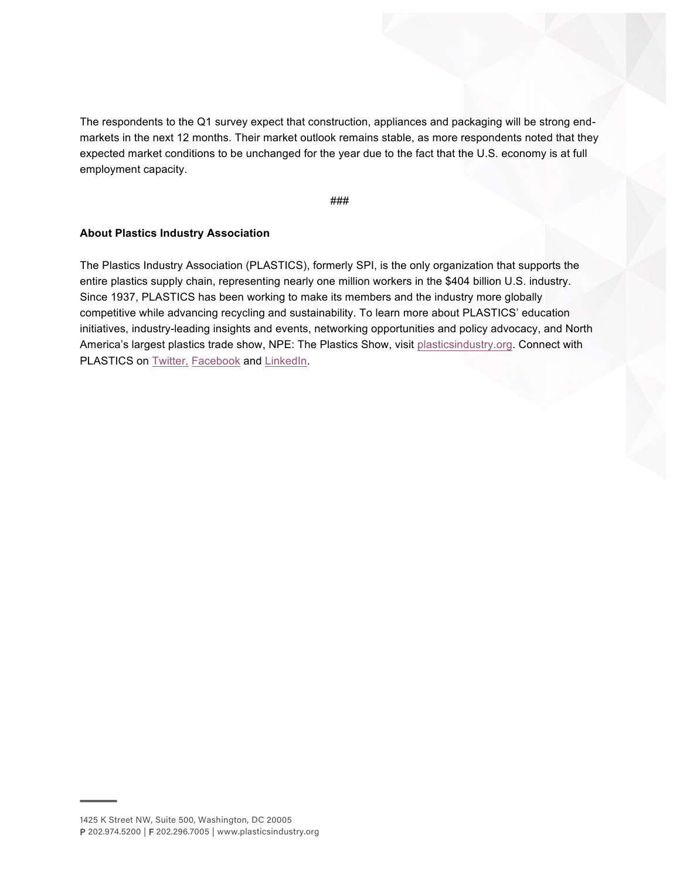The respondents to the Q1 survey expect that construction, appliances and packaging will be strong end-markets in the next 12 months. Their market outlook remains stable, as more respondents noted that they expected market conditions to be unchanged for the year due to the fact that the U.S. economy is at full employment capacity.

###

**About Plastics Industry Association**

The Plastics Industry Association (PLASTICS), formerly SPI, is the only organization that supports the entire plastics supply chain, representing nearly one million workers in the $404 billion U.S. industry. Since 1937, PLASTICS has been working to make its members and the industry more globally competitive while advancing recycling and sustainability. To learn more about PLASTICS' education initiatives, industry-leading insights and events, networking opportunities and policy advocacy, and North America's largest plastics trade show, NPE: The Plastics Show, visit plasticsindustry.org. Connect with PLASTICS on Twitter, Facebook and LinkedIn.